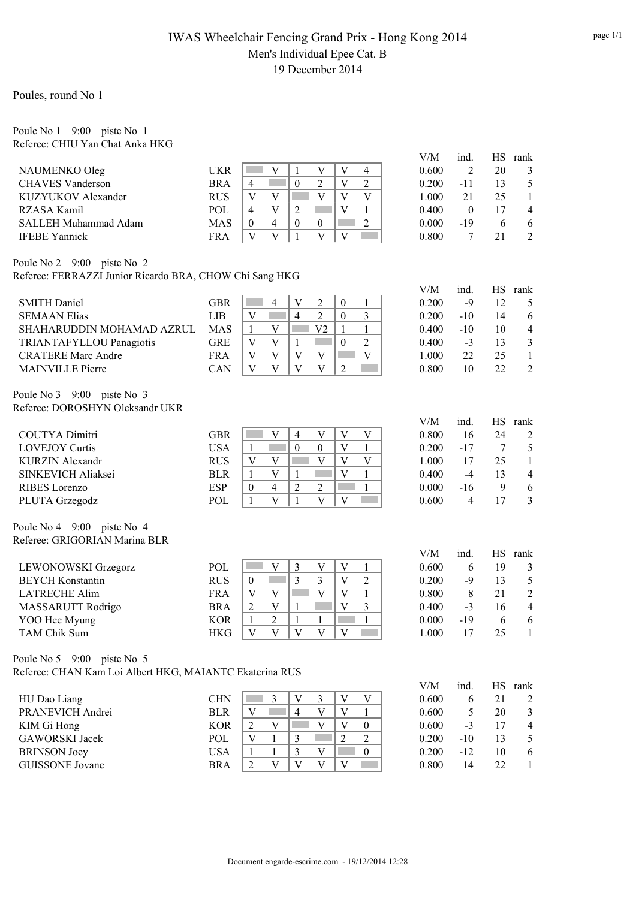# IWAS Wheelchair Fencing Grand Prix - Hong Kong 2014

## Men's Individual Epee Cat. B

19 December 2014

### Poules, round No 1

**Poule No 1** 9:00 piste No 1
Referee: CHIU Yan Chat Anka HKG

| Name | Nat | 1 | 2 | 3 | 4 | 5 | 6 | V/M | ind. | HS | rank |
|---|---|---|---|---|---|---|---|---|---|---|---|
| NAUMENKO Oleg | UKR | | V | 1 | V | V | 4 | 0.600 | 2 | 20 | 3 |
| CHAVES Vanderson | BRA | 4 | | 0 | 2 | V | 2 | 0.200 | -11 | 13 | 5 |
| KUZYUKOV Alexander | RUS | V | V | | V | V | V | 1.000 | 21 | 25 | 1 |
| RZASA Kamil | POL | 4 | V | 2 | | V | 1 | 0.400 | 0 | 17 | 4 |
| SALLEH Muhammad Adam | MAS | 0 | 4 | 0 | 0 | | 2 | 0.000 | -19 | 6 | 6 |
| IFEBE Yannick | FRA | V | V | 1 | V | V | | 0.800 | 7 | 21 | 2 |

**Poule No 2** 9:00 piste No 2
Referee: FERRAZZI Junior Ricardo BRA, CHOW Chi Sang HKG

| Name | Nat | 1 | 2 | 3 | 4 | 5 | 6 | V/M | ind. | HS | rank |
|---|---|---|---|---|---|---|---|---|---|---|---|
| SMITH Daniel | GBR | | 4 | V | 2 | 0 | 1 | 0.200 | -9 | 12 | 5 |
| SEMAAN Elias | LIB | V | | 4 | 2 | 0 | 3 | 0.200 | -10 | 14 | 6 |
| SHAHARUDDIN MOHAMAD AZRUL | MAS | 1 | V | | V2 | 1 | 1 | 0.400 | -10 | 10 | 4 |
| TRIANTAFYLLOU Panagiotis | GRE | V | V | 1 | | 0 | 2 | 0.400 | -3 | 13 | 3 |
| CRATERE Marc Andre | FRA | V | V | V | V | | V | 1.000 | 22 | 25 | 1 |
| MAINVILLE Pierre | CAN | V | V | V | V | 2 | | 0.800 | 10 | 22 | 2 |

**Poule No 3** 9:00 piste No 3
Referee: DOROSHYN Oleksandr UKR

| Name | Nat | 1 | 2 | 3 | 4 | 5 | 6 | V/M | ind. | HS | rank |
|---|---|---|---|---|---|---|---|---|---|---|---|
| COUTYA Dimitri | GBR | | V | 4 | V | V | V | 0.800 | 16 | 24 | 2 |
| LOVEJOY Curtis | USA | 1 | | 0 | 0 | V | 1 | 0.200 | -17 | 7 | 5 |
| KURZIN Alexandr | RUS | V | V | | V | V | V | 1.000 | 17 | 25 | 1 |
| SINKEVICH Aliaksei | BLR | 1 | V | 1 | | V | 1 | 0.400 | -4 | 13 | 4 |
| RIBES Lorenzo | ESP | 0 | 4 | 2 | 2 | | 1 | 0.000 | -16 | 9 | 6 |
| PLUTA Grzegodz | POL | 1 | V | 1 | V | V | | 0.600 | 4 | 17 | 3 |

**Poule No 4** 9:00 piste No 4
Referee: GRIGORIAN Marina BLR

| Name | Nat | 1 | 2 | 3 | 4 | 5 | 6 | V/M | ind. | HS | rank |
|---|---|---|---|---|---|---|---|---|---|---|---|
| LEWONOWSKI Grzegorz | POL | | V | 3 | V | V | 1 | 0.600 | 6 | 19 | 3 |
| BEYCH Konstantin | RUS | 0 | | 3 | 3 | V | 2 | 0.200 | -9 | 13 | 5 |
| LATRECHE Alim | FRA | V | V | | V | V | 1 | 0.800 | 8 | 21 | 2 |
| MASSARUTT Rodrigo | BRA | 2 | V | 1 | | V | 3 | 0.400 | -3 | 16 | 4 |
| YOO Hee Myung | KOR | 1 | 2 | 1 | 1 | | 1 | 0.000 | -19 | 6 | 6 |
| TAM Chik Sum | HKG | V | V | V | V | V | | 1.000 | 17 | 25 | 1 |

**Poule No 5** 9:00 piste No 5
Referee: CHAN Kam Loi Albert HKG, MAIANTC Ekaterina RUS

| Name | Nat | 1 | 2 | 3 | 4 | 5 | 6 | V/M | ind. | HS | rank |
|---|---|---|---|---|---|---|---|---|---|---|---|
| HU Dao Liang | CHN | | 3 | V | 3 | V | V | 0.600 | 6 | 21 | 2 |
| PRANEVICH Andrei | BLR | V | | 4 | V | V | 1 | 0.600 | 5 | 20 | 3 |
| KIM Gi Hong | KOR | 2 | V | | V | V | 0 | 0.600 | -3 | 17 | 4 |
| GAWORSKI Jacek | POL | V | 1 | 3 | | 2 | 2 | 0.200 | -10 | 13 | 5 |
| BRINSON Joey | USA | 1 | 1 | 3 | V | | 0 | 0.200 | -12 | 10 | 6 |
| GUISSONE Jovane | BRA | 2 | V | V | V | V | | 0.800 | 14 | 22 | 1 |

Document engarde-escrime.com - 19/12/2014 12:28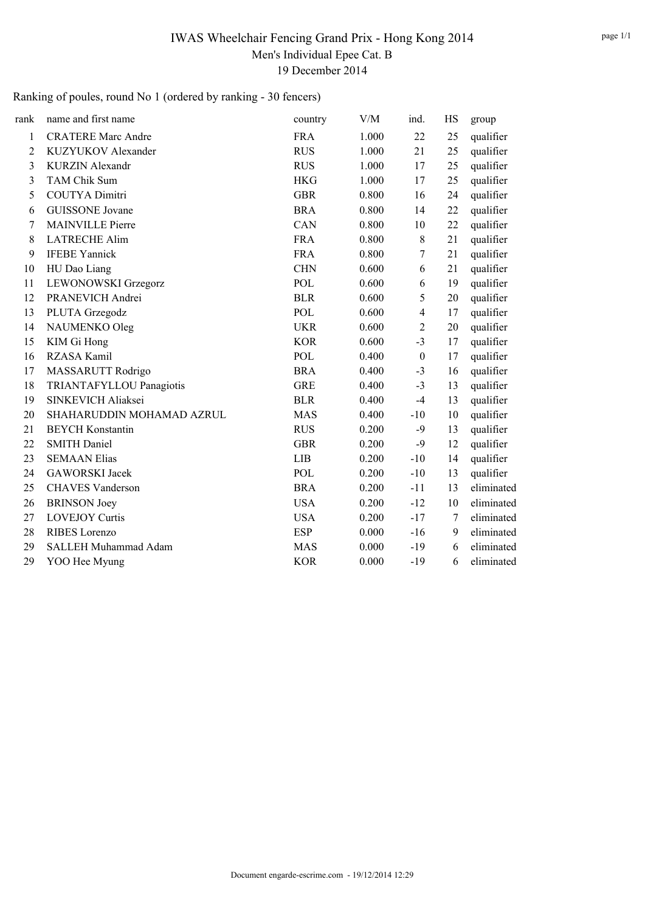# IWAS Wheelchair Fencing Grand Prix - Hong Kong 2014

## Men's Individual Epee Cat. B

19 December 2014

Ranking of poules, round No 1 (ordered by ranking - 30 fencers)

| rank | name and first name | country | V/M | ind. | HS | group |
|---|---|---|---|---|---|---|
| 1 | CRATERE Marc Andre | FRA | 1.000 | 22 | 25 | qualifier |
| 2 | KUZYUKOV Alexander | RUS | 1.000 | 21 | 25 | qualifier |
| 3 | KURZIN Alexandr | RUS | 1.000 | 17 | 25 | qualifier |
| 3 | TAM Chik Sum | HKG | 1.000 | 17 | 25 | qualifier |
| 5 | COUTYA Dimitri | GBR | 0.800 | 16 | 24 | qualifier |
| 6 | GUISSONE Jovane | BRA | 0.800 | 14 | 22 | qualifier |
| 7 | MAINVILLE Pierre | CAN | 0.800 | 10 | 22 | qualifier |
| 8 | LATRECHE Alim | FRA | 0.800 | 8 | 21 | qualifier |
| 9 | IFEBE Yannick | FRA | 0.800 | 7 | 21 | qualifier |
| 10 | HU Dao Liang | CHN | 0.600 | 6 | 21 | qualifier |
| 11 | LEWONOWSKI Grzegorz | POL | 0.600 | 6 | 19 | qualifier |
| 12 | PRANEVICH Andrei | BLR | 0.600 | 5 | 20 | qualifier |
| 13 | PLUTA Grzegodz | POL | 0.600 | 4 | 17 | qualifier |
| 14 | NAUMENKO Oleg | UKR | 0.600 | 2 | 20 | qualifier |
| 15 | KIM Gi Hong | KOR | 0.600 | -3 | 17 | qualifier |
| 16 | RZASA Kamil | POL | 0.400 | 0 | 17 | qualifier |
| 17 | MASSARUTT Rodrigo | BRA | 0.400 | -3 | 16 | qualifier |
| 18 | TRIANTAFYLLOU Panagiotis | GRE | 0.400 | -3 | 13 | qualifier |
| 19 | SINKEVICH Aliaksei | BLR | 0.400 | -4 | 13 | qualifier |
| 20 | SHAHARUDDIN MOHAMAD AZRUL | MAS | 0.400 | -10 | 10 | qualifier |
| 21 | BEYCH Konstantin | RUS | 0.200 | -9 | 13 | qualifier |
| 22 | SMITH Daniel | GBR | 0.200 | -9 | 12 | qualifier |
| 23 | SEMAAN Elias | LIB | 0.200 | -10 | 14 | qualifier |
| 24 | GAWORSKI Jacek | POL | 0.200 | -10 | 13 | qualifier |
| 25 | CHAVES Vanderson | BRA | 0.200 | -11 | 13 | eliminated |
| 26 | BRINSON Joey | USA | 0.200 | -12 | 10 | eliminated |
| 27 | LOVEJOY Curtis | USA | 0.200 | -17 | 7 | eliminated |
| 28 | RIBES Lorenzo | ESP | 0.000 | -16 | 9 | eliminated |
| 29 | SALLEH Muhammad Adam | MAS | 0.000 | -19 | 6 | eliminated |
| 29 | YOO Hee Myung | KOR | 0.000 | -19 | 6 | eliminated |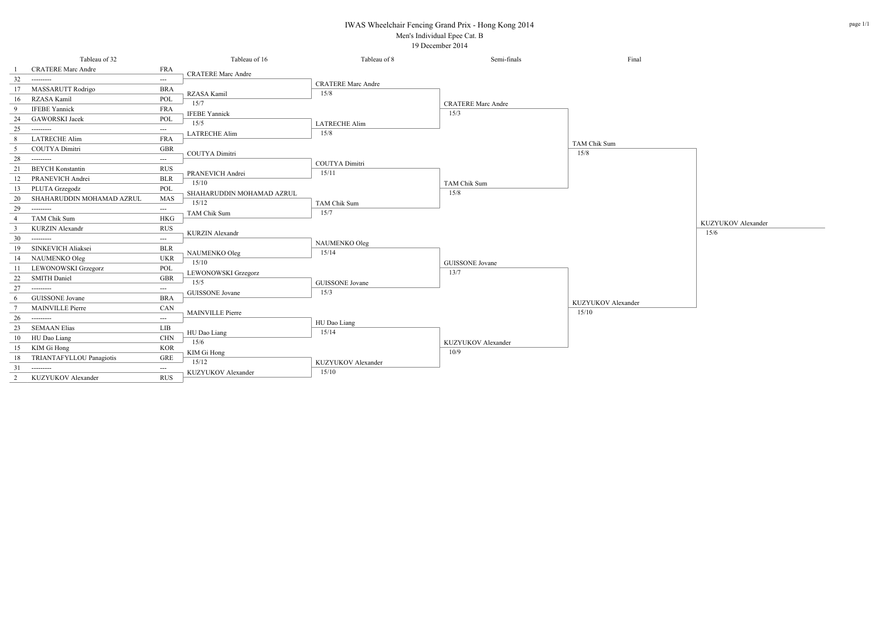# IWAS Wheelchair Fencing Grand Prix - Hong Kong 2014

Men's Individual Epee Cat. B

19 December 2014

## Tableau of 32

| Seed | Name | Nation |
|---|---|---|
| 1 | CRATERE Marc Andre | FRA |
| 32 | --------- | --- |
| 17 | MASSARUTT Rodrigo | BRA |
| 16 | RZASA Kamil | POL |
| 9 | IFEBE Yannick | FRA |
| 24 | GAWORSKI Jacek | POL |
| 25 | --------- | --- |
| 8 | LATRECHE Alim | FRA |
| 5 | COUTYA Dimitri | GBR |
| 28 | --------- | --- |
| 21 | BEYCH Konstantin | RUS |
| 12 | PRANEVICH Andrei | BLR |
| 13 | PLUTA Grzegodz | POL |
| 20 | SHAHARUDDIN MOHAMAD AZRUL | MAS |
| 29 | --------- | --- |
| 4 | TAM Chik Sum | HKG |
| 3 | KURZIN Alexandr | RUS |
| 30 | --------- | --- |
| 19 | SINKEVICH Aliaksei | BLR |
| 14 | NAUMENKO Oleg | UKR |
| 11 | LEWONOWSKI Grzegorz | POL |
| 22 | SMITH Daniel | GBR |
| 27 | --------- | --- |
| 6 | GUISSONE Jovane | BRA |
| 7 | MAINVILLE Pierre | CAN |
| 26 | --------- | --- |
| 23 | SEMAAN Elias | LIB |
| 10 | HU Dao Liang | CHN |
| 15 | KIM Gi Hong | KOR |
| 18 | TRIANTAFYLLOU Panagiotis | GRE |
| 31 | --------- | --- |
| 2 | KUZYUKOV Alexander | RUS |

## Tableau of 16

| Winner | Score |
|---|---|
| CRATERE Marc Andre | |
| RZASA Kamil | 15/7 |
| IFEBE Yannick | 15/5 |
| LATRECHE Alim | |
| COUTYA Dimitri | |
| PRANEVICH Andrei | 15/10 |
| SHAHARUDDIN MOHAMAD AZRUL | 15/12 |
| TAM Chik Sum | |
| KURZIN Alexandr | |
| NAUMENKO Oleg | 15/10 |
| LEWONOWSKI Grzegorz | 15/5 |
| GUISSONE Jovane | |
| MAINVILLE Pierre | |
| HU Dao Liang | 15/6 |
| KIM Gi Hong | 15/12 |
| KUZYUKOV Alexander | |

## Tableau of 8

| Winner | Score |
|---|---|
| CRATERE Marc Andre | 15/8 |
| LATRECHE Alim | 15/8 |
| COUTYA Dimitri | 15/11 |
| TAM Chik Sum | 15/7 |
| NAUMENKO Oleg | 15/14 |
| GUISSONE Jovane | 15/3 |
| HU Dao Liang | 15/14 |
| KUZYUKOV Alexander | 15/10 |

## Semi-finals

| Winner | Score |
|---|---|
| CRATERE Marc Andre | 15/3 |
| TAM Chik Sum | 15/8 |
| GUISSONE Jovane | 13/7 |
| KUZYUKOV Alexander | 10/9 |

## Final

| Winner | Score |
|---|---|
| TAM Chik Sum | 15/8 |
| KUZYUKOV Alexander | 15/10 |

## Winner

| Winner | Score |
|---|---|
| KUZYUKOV Alexander | 15/6 |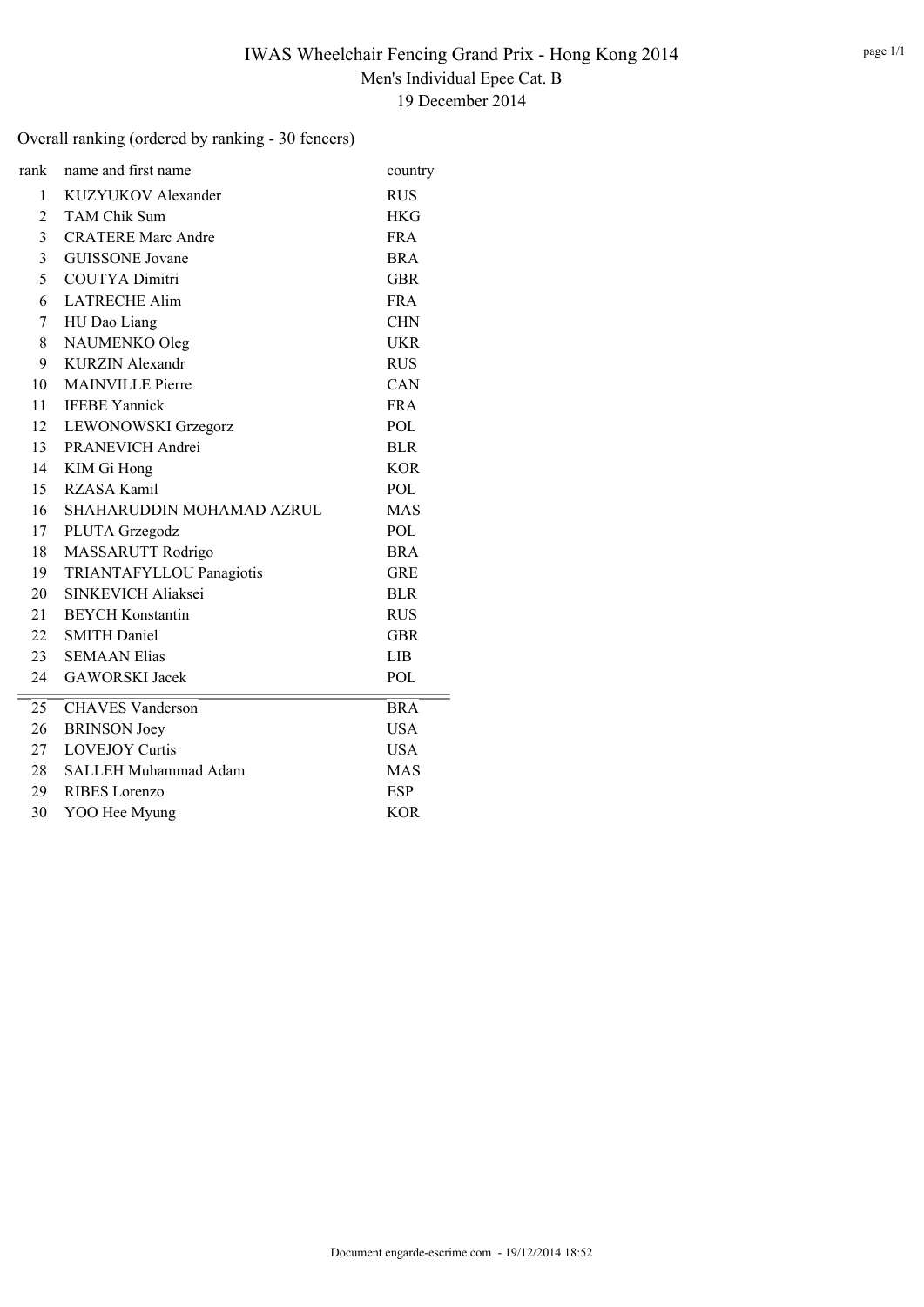# IWAS Wheelchair Fencing Grand Prix - Hong Kong 2014

## Men's Individual Epee Cat. B

### 19 December 2014

Overall ranking (ordered by ranking - 30 fencers)

| rank | name and first name | country |
|---|---|---|
| 1 | KUZYUKOV Alexander | RUS |
| 2 | TAM Chik Sum | HKG |
| 3 | CRATERE Marc Andre | FRA |
| 3 | GUISSONE Jovane | BRA |
| 5 | COUTYA Dimitri | GBR |
| 6 | LATRECHE Alim | FRA |
| 7 | HU Dao Liang | CHN |
| 8 | NAUMENKO Oleg | UKR |
| 9 | KURZIN Alexandr | RUS |
| 10 | MAINVILLE Pierre | CAN |
| 11 | IFEBE Yannick | FRA |
| 12 | LEWONOWSKI Grzegorz | POL |
| 13 | PRANEVICH Andrei | BLR |
| 14 | KIM Gi Hong | KOR |
| 15 | RZASA Kamil | POL |
| 16 | SHAHARUDDIN MOHAMAD AZRUL | MAS |
| 17 | PLUTA Grzegodz | POL |
| 18 | MASSARUTT Rodrigo | BRA |
| 19 | TRIANTAFYLLOU Panagiotis | GRE |
| 20 | SINKEVICH Aliaksei | BLR |
| 21 | BEYCH Konstantin | RUS |
| 22 | SMITH Daniel | GBR |
| 23 | SEMAAN Elias | LIB |
| 24 | GAWORSKI Jacek | POL |
| 25 | CHAVES Vanderson | BRA |
| 26 | BRINSON Joey | USA |
| 27 | LOVEJOY Curtis | USA |
| 28 | SALLEH Muhammad Adam | MAS |
| 29 | RIBES Lorenzo | ESP |
| 30 | YOO Hee Myung | KOR |

Document engarde-escrime.com - 19/12/2014 18:52